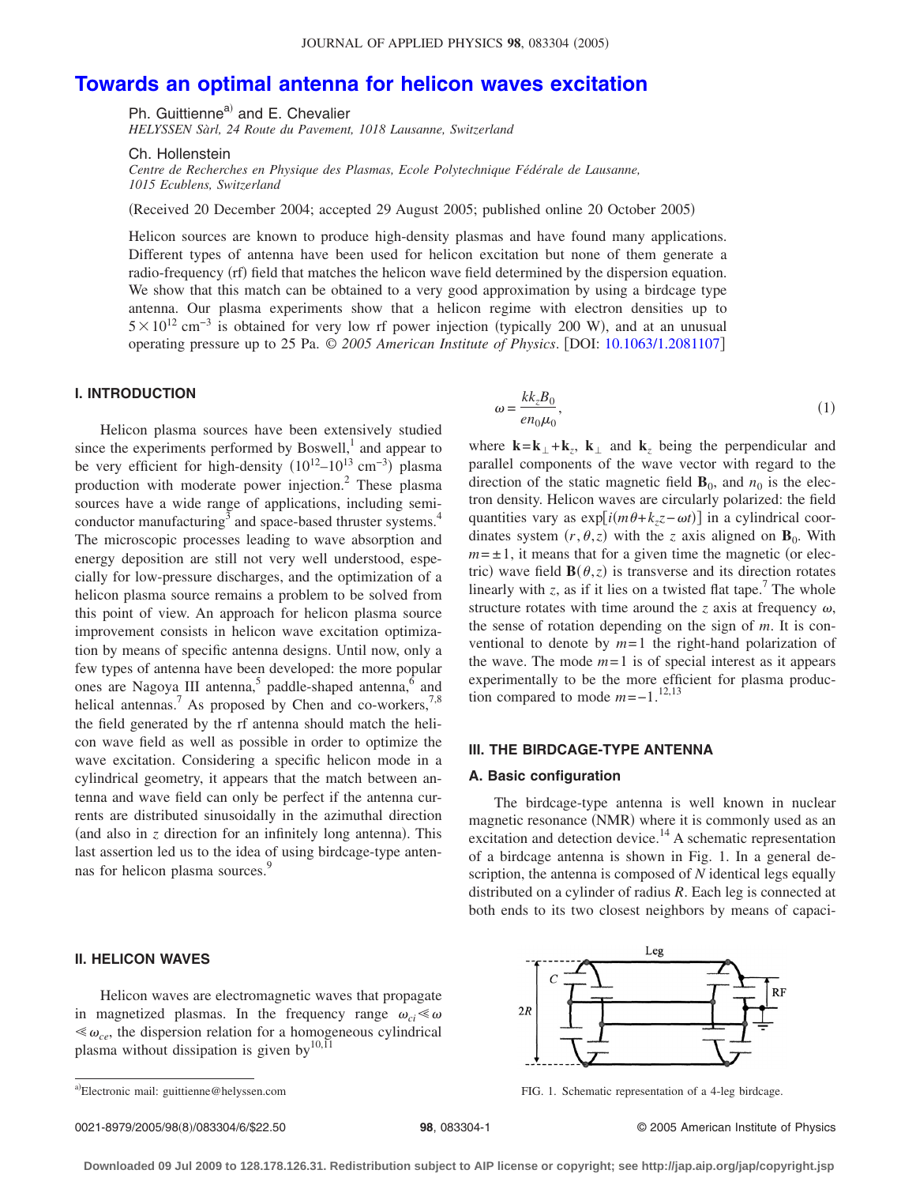# Towards an optimal antenna for helicon waves excitation

Ph. Guittienne[a)] and E. Chevalier
*HELYSSEN Sàrl, 24 Route du Pavement, 1018 Lausanne, Switzerland*

Ch. Hollenstein
*Centre de Recherches en Physique des Plasmas, Ecole Polytechnique Fédérale de Lausanne, 1015 Ecublens, Switzerland*

(Received 20 December 2004; accepted 29 August 2005; published online 20 October 2005)

Helicon sources are known to produce high-density plasmas and have found many applications. Different types of antenna have been used for helicon excitation but none of them generate a radio-frequency (rf) field that matches the helicon wave field determined by the dispersion equation. We show that this match can be obtained to a very good approximation by using a birdcage type antenna. Our plasma experiments show that a helicon regime with electron densities up to $5\times10^{12}$ cm$^{-3}$ is obtained for very low rf power injection (typically 200 W), and at an unusual operating pressure up to 25 Pa. *© 2005 American Institute of Physics*. [DOI: 10.1063/1.2081107]

## I. INTRODUCTION

Helicon plasma sources have been extensively studied since the experiments performed by Boswell,[1] and appear to be very efficient for high-density ($10^{12}$–$10^{13}$ cm$^{-3}$) plasma production with moderate power injection.[2] These plasma sources have a wide range of applications, including semiconductor manufacturing[3] and space-based thruster systems.[4] The microscopic processes leading to wave absorption and energy deposition are still not very well understood, especially for low-pressure discharges, and the optimization of a helicon plasma source remains a problem to be solved from this point of view. An approach for helicon plasma source improvement consists in helicon wave excitation optimization by means of specific antenna designs. Until now, only a few types of antenna have been developed: the more popular ones are Nagoya III antenna,[5] paddle-shaped antenna,[6] and helical antennas.[7] As proposed by Chen and co-workers,[7,8] the field generated by the rf antenna should match the helicon wave field as well as possible in order to optimize the wave excitation. Considering a specific helicon mode in a cylindrical geometry, it appears that the match between antenna and wave field can only be perfect if the antenna currents are distributed sinusoidally in the azimuthal direction (and also in $z$ direction for an infinitely long antenna). This last assertion led us to the idea of using birdcage-type antennas for helicon plasma sources.[9]

## II. HELICON WAVES

Helicon waves are electromagnetic waves that propagate in magnetized plasmas. In the frequency range $\omega_{ci}\ll\omega\ll\omega_{ce}$, the dispersion relation for a homogeneous cylindrical plasma without dissipation is given by[10,11]

$$\omega=\frac{kk_zB_0}{en_0\mu_0},\tag{1}$$

where $\mathbf{k}=\mathbf{k}_\perp+\mathbf{k}_z$, $\mathbf{k}_\perp$ and $\mathbf{k}_z$ being the perpendicular and parallel components of the wave vector with regard to the direction of the static magnetic field $\mathbf{B}_0$, and $n_0$ is the electron density. Helicon waves are circularly polarized: the field quantities vary as $\exp[i(m\theta+k_zz-\omega t)]$ in a cylindrical coordinates system $(r,\theta,z)$ with the $z$ axis aligned on $\mathbf{B}_0$. With $m=\pm1$, it means that for a given time the magnetic (or electric) wave field $\mathbf{B}(\theta,z)$ is transverse and its direction rotates linearly with $z$, as if it lies on a twisted flat tape.[7] The whole structure rotates with time around the $z$ axis at frequency $\omega$, the sense of rotation depending on the sign of $m$. It is conventional to denote by $m=1$ the right-hand polarization of the wave. The mode $m=1$ is of special interest as it appears experimentally to be the more efficient for plasma production compared to mode $m=-1$.[12,13]

## III. THE BIRDCAGE-TYPE ANTENNA

### A. Basic configuration

The birdcage-type antenna is well known in nuclear magnetic resonance (NMR) where it is commonly used as an excitation and detection device.[14] A schematic representation of a birdcage antenna is shown in Fig. 1. In a general description, the antenna is composed of $N$ identical legs equally distributed on a cylinder of radius $R$. Each leg is connected at both ends to its two closest neighbors by means of capaci-

FIG. 1. Schematic representation of a 4-leg birdcage.

[a)]Electronic mail: guittienne@helyssen.com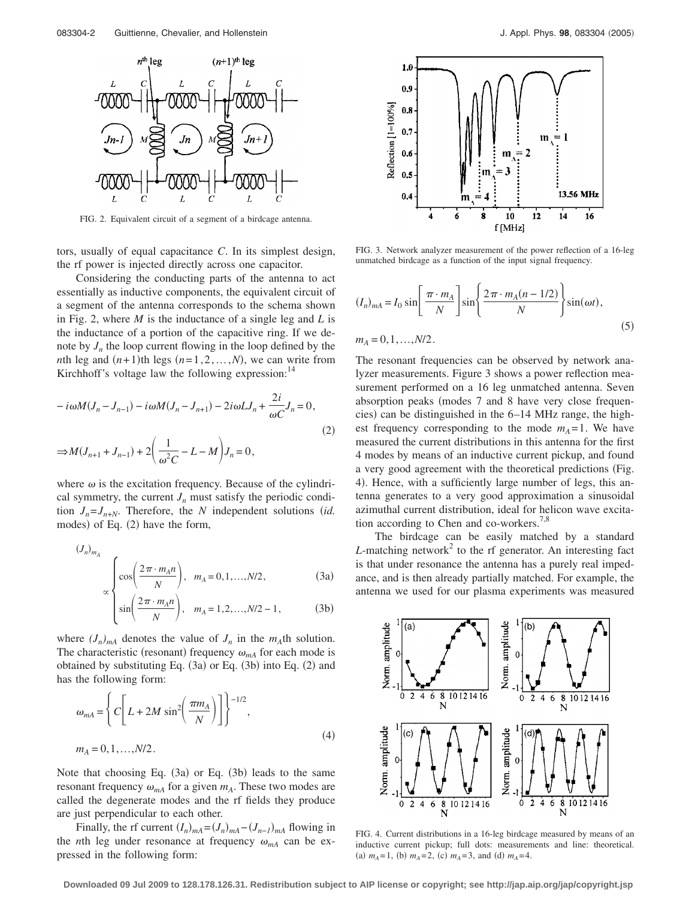FIG. 2. Equivalent circuit of a segment of a birdcage antenna.

tors, usually of equal capacitance $C$. In its simplest design, the rf power is injected directly across one capacitor.

Considering the conducting parts of the antenna to act essentially as inductive components, the equivalent circuit of a segment of the antenna corresponds to the schema shown in Fig. 2, where $M$ is the inductance of a single leg and $L$ is the inductance of a portion of the capacitive ring. If we denote by $J_n$ the loop current flowing in the loop defined by the $n$th leg and $(n+1)$th legs $(n=1,2,\ldots,N)$, we can write from Kirchhoff's voltage law the following expression:[14]

$$-i\omega M(J_n - J_{n-1}) - i\omega M(J_n - J_{n+1}) - 2i\omega L J_n + \frac{2i}{\omega C}J_n = 0,$$
$$\Rightarrow M(J_{n+1} + J_{n-1}) + 2\left(\frac{1}{\omega^2 C} - L - M\right)J_n = 0, \tag{2}$$

where $\omega$ is the excitation frequency. Because of the cylindrical symmetry, the current $J_n$ must satisfy the periodic condition $J_n = J_{n+N}$. Therefore, the $N$ independent solutions (*id.* modes) of Eq. (2) have the form,

$$(J_n)_{m_A} \propto \begin{cases} \cos\left(\dfrac{2\pi \cdot m_A n}{N}\right), & m_A = 0,1,\ldots,N/2, \quad (3a) \\[2ex] \sin\left(\dfrac{2\pi \cdot m_A n}{N}\right), & m_A = 1,2,\ldots,N/2-1, \quad (3b) \end{cases}$$

where $(J_n)_{mA}$ denotes the value of $J_n$ in the $m_A$th solution. The characteristic (resonant) frequency $\omega_{mA}$ for each mode is obtained by substituting Eq. (3a) or Eq. (3b) into Eq. (2) and has the following form:

$$\omega_{mA} = \left\{ C\left[L + 2M\sin^2\left(\frac{\pi m_A}{N}\right)\right]\right\}^{-1/2},$$
$$m_A = 0,1,\ldots,N/2. \tag{4}$$

Note that choosing Eq. (3a) or Eq. (3b) leads to the same resonant frequency $\omega_{mA}$ for a given $m_A$. These two modes are called the degenerate modes and the rf fields they produce are just perpendicular to each other.

Finally, the rf current $(I_n)_{mA} = (J_n)_{mA} - (J_{n-1})_{mA}$ flowing in the $n$th leg under resonance at frequency $\omega_{mA}$ can be expressed in the following form:

FIG. 3. Network analyzer measurement of the power reflection of a 16-leg unmatched birdcage as a function of the input signal frequency.

$$(I_n)_{mA} = I_0 \sin\left[\frac{\pi \cdot m_A}{N}\right]\sin\left\{\frac{2\pi \cdot m_A(n-1/2)}{N}\right\}\sin(\omega t),$$
$$m_A = 0,1,\ldots,N/2. \tag{5}$$

The resonant frequencies can be observed by network analyzer measurements. Figure 3 shows a power reflection measurement performed on a 16 leg unmatched antenna. Seven absorption peaks (modes 7 and 8 have very close frequencies) can be distinguished in the 6–14 MHz range, the highest frequency corresponding to the mode $m_A=1$. We have measured the current distributions in this antenna for the first 4 modes by means of an inductive current pickup, and found a very good agreement with the theoretical predictions (Fig. 4). Hence, with a sufficiently large number of legs, this antenna generates to a very good approximation a sinusoidal azimuthal current distribution, ideal for helicon wave excitation according to Chen and co-workers.[7,8]

The birdcage can be easily matched by a standard $L$-matching network[2] to the rf generator. An interesting fact is that under resonance the antenna has a purely real impedance, and is then already partially matched. For example, the antenna we used for our plasma experiments was measured

FIG. 4. Current distributions in a 16-leg birdcage measured by means of an inductive current pickup; full dots: measurements and line: theoretical. (a) $m_A=1$, (b) $m_A=2$, (c) $m_A=3$, and (d) $m_A=4$.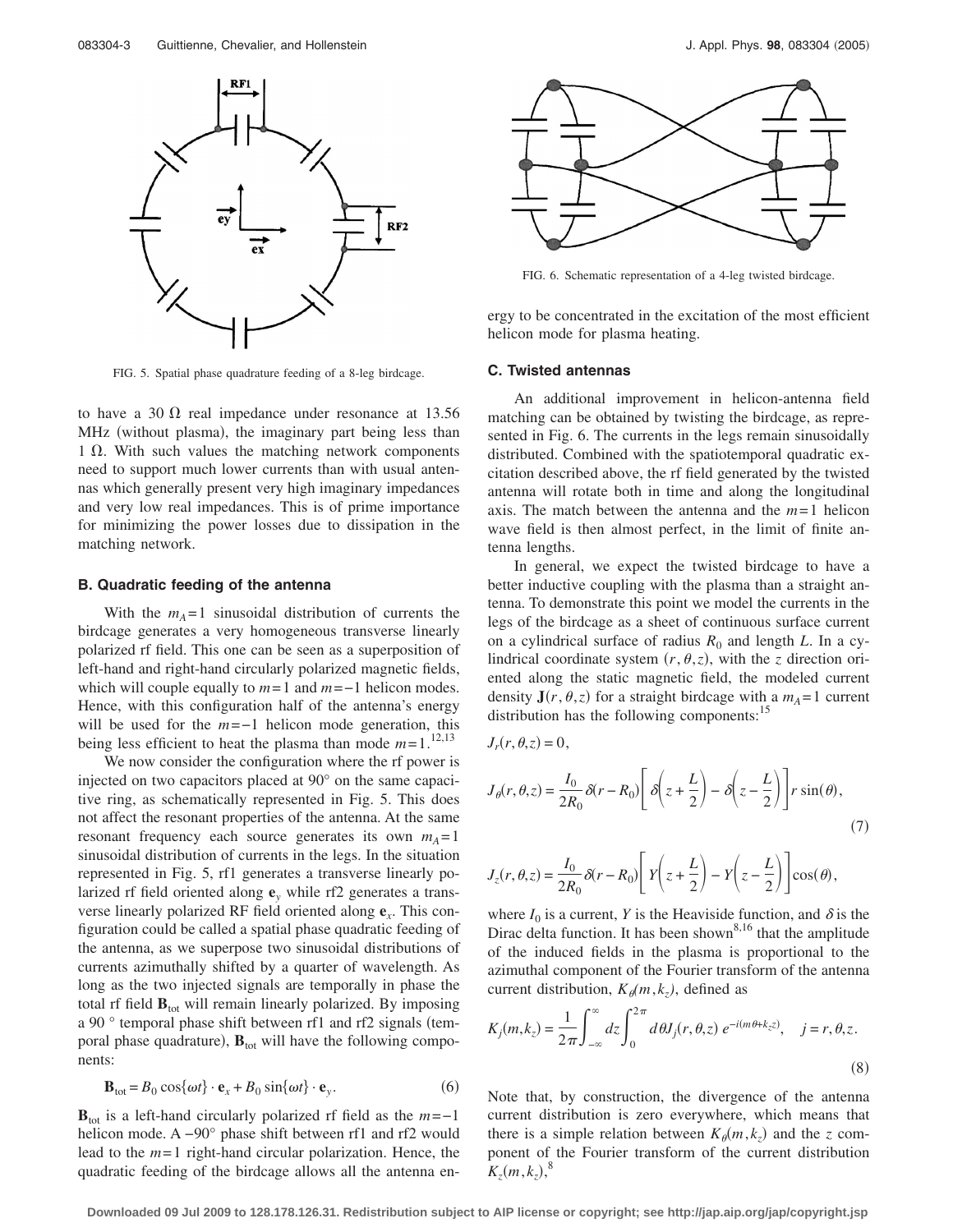FIG. 5. Spatial phase quadrature feeding of a 8-leg birdcage.

to have a 30 Ω real impedance under resonance at 13.56 MHz (without plasma), the imaginary part being less than 1 Ω. With such values the matching network components need to support much lower currents than with usual antennas which generally present very high imaginary impedances and very low real impedances. This is of prime importance for minimizing the power losses due to dissipation in the matching network.

### B. Quadratic feeding of the antenna

With the $m_A=1$ sinusoidal distribution of currents the birdcage generates a very homogeneous transverse linearly polarized rf field. This one can be seen as a superposition of left-hand and right-hand circularly polarized magnetic fields, which will couple equally to $m=1$ and $m=-1$ helicon modes. Hence, with this configuration half of the antenna's energy will be used for the $m=-1$ helicon mode generation, this being less efficient to heat the plasma than mode $m=1$.[12,13]

We now consider the configuration where the rf power is injected on two capacitors placed at 90° on the same capacitive ring, as schematically represented in Fig. 5. This does not affect the resonant properties of the antenna. At the same resonant frequency each source generates its own $m_A=1$ sinusoidal distribution of currents in the legs. In the situation represented in Fig. 5, rf1 generates a transverse linearly polarized rf field oriented along $\mathbf{e}_y$ while rf2 generates a transverse linearly polarized RF field oriented along $\mathbf{e}_x$. This configuration could be called a spatial phase quadratic feeding of the antenna, as we superpose two sinusoidal distributions of currents azimuthally shifted by a quarter of wavelength. As long as the two injected signals are temporally in phase the total rf field $\mathbf{B}_{\text{tot}}$ will remain linearly polarized. By imposing a 90 ° temporal phase shift between rf1 and rf2 signals (temporal phase quadrature), $\mathbf{B}_{\text{tot}}$ will have the following components:

$$\mathbf{B}_{\text{tot}} = B_0 \cos\{\omega t\} \cdot \mathbf{e}_x + B_0 \sin\{\omega t\} \cdot \mathbf{e}_y. \tag{6}$$

$\mathbf{B}_{\text{tot}}$ is a left-hand circularly polarized rf field as the $m=-1$ helicon mode. A $-90°$ phase shift between rf1 and rf2 would lead to the $m=1$ right-hand circular polarization. Hence, the quadratic feeding of the birdcage allows all the antenna energy to be concentrated in the excitation of the most efficient helicon mode for plasma heating.

FIG. 6. Schematic representation of a 4-leg twisted birdcage.

### C. Twisted antennas

An additional improvement in helicon-antenna field matching can be obtained by twisting the birdcage, as represented in Fig. 6. The currents in the legs remain sinusoidally distributed. Combined with the spatiotemporal quadratic excitation described above, the rf field generated by the twisted antenna will rotate both in time and along the longitudinal axis. The match between the antenna and the $m=1$ helicon wave field is then almost perfect, in the limit of finite antenna lengths.

In general, we expect the twisted birdcage to have a better inductive coupling with the plasma than a straight antenna. To demonstrate this point we model the currents in the legs of the birdcage as a sheet of continuous surface current on a cylindrical surface of radius $R_0$ and length $L$. In a cylindrical coordinate system $(r,\theta,z)$, with the $z$ direction oriented along the static magnetic field, the modeled current density $\mathbf{J}(r,\theta,z)$ for a straight birdcage with a $m_A=1$ current distribution has the following components:[15]

$$J_r(r,\theta,z) = 0,$$

$$J_\theta(r,\theta,z) = \frac{I_0}{2R_0}\delta(r-R_0)\left[\delta\left(z+\frac{L}{2}\right)-\delta\left(z-\frac{L}{2}\right)\right] r\sin(\theta), \tag{7}$$

$$J_z(r,\theta,z) = \frac{I_0}{2R_0}\delta(r-R_0)\left[Y\left(z+\frac{L}{2}\right)-Y\left(z-\frac{L}{2}\right)\right]\cos(\theta),$$

where $I_0$ is a current, $Y$ is the Heaviside function, and $\delta$ is the Dirac delta function. It has been shown[8,16] that the amplitude of the induced fields in the plasma is proportional to the azimuthal component of the Fourier transform of the antenna current distribution, $K_\theta(m,k_z)$, defined as

$$K_j(m,k_z) = \frac{1}{2\pi}\int_{-\infty}^{\infty} dz \int_0^{2\pi} d\theta J_j(r,\theta,z)\, e^{-i(m\theta+k_z z)}, \quad j=r,\theta,z. \tag{8}$$

Note that, by construction, the divergence of the antenna current distribution is zero everywhere, which means that there is a simple relation between $K_\theta(m,k_z)$ and the $z$ component of the Fourier transform of the current distribution $K_z(m,k_z)$,[8]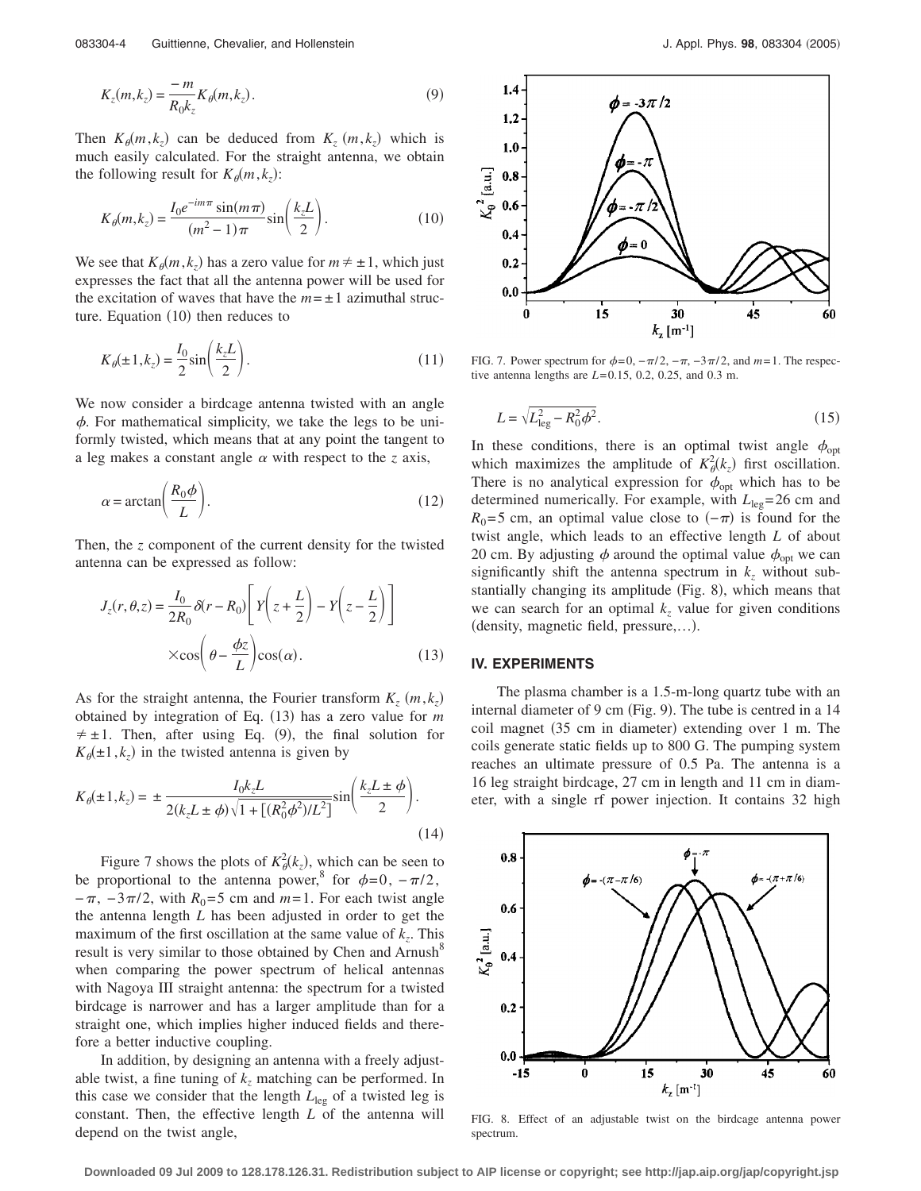$$K_z(m,k_z) = \frac{-m}{R_0 k_z} K_\theta(m,k_z). \tag{9}$$

Then $K_\theta(m,k_z)$ can be deduced from $K_z(m,k_z)$ which is much easily calculated. For the straight antenna, we obtain the following result for $K_\theta(m,k_z)$:

$$K_\theta(m,k_z) = \frac{I_0 e^{-im\pi}\sin(m\pi)}{(m^2-1)\pi}\sin\left(\frac{k_z L}{2}\right). \tag{10}$$

We see that $K_\theta(m,k_z)$ has a zero value for $m \neq \pm 1$, which just expresses the fact that all the antenna power will be used for the excitation of waves that have the $m=\pm 1$ azimuthal structure. Equation (10) then reduces to

$$K_\theta(\pm 1,k_z) = \frac{I_0}{2}\sin\left(\frac{k_z L}{2}\right). \tag{11}$$

We now consider a birdcage antenna twisted with an angle $\phi$. For mathematical simplicity, we take the legs to be uniformly twisted, which means that at any point the tangent to a leg makes a constant angle $\alpha$ with respect to the $z$ axis,

$$\alpha = \arctan\left(\frac{R_0\phi}{L}\right). \tag{12}$$

Then, the $z$ component of the current density for the twisted antenna can be expressed as follow:

$$J_z(r,\theta,z) = \frac{I_0}{2R_0}\delta(r-R_0)\left[Y\left(z+\frac{L}{2}\right) - Y\left(z-\frac{L}{2}\right)\right] \times \cos\left(\theta - \frac{\phi z}{L}\right)\cos(\alpha). \tag{13}$$

As for the straight antenna, the Fourier transform $K_z(m,k_z)$ obtained by integration of Eq. (13) has a zero value for $m \neq \pm 1$. Then, after using Eq. (9), the final solution for $K_\theta(\pm 1,k_z)$ in the twisted antenna is given by

$$K_\theta(\pm 1,k_z) = \pm\frac{I_0 k_z L}{2(k_z L \pm \phi)\sqrt{1+[(R_0^2\phi^2)/L^2]}}\sin\left(\frac{k_z L \pm \phi}{2}\right). \tag{14}$$

Figure 7 shows the plots of $K_\theta^2(k_z)$, which can be seen to be proportional to the antenna power,[8] for $\phi=0$, $-\pi/2$, $-\pi$, $-3\pi/2$, with $R_0=5$ cm and $m=1$. For each twist angle the antenna length $L$ has been adjusted in order to get the maximum of the first oscillation at the same value of $k_z$. This result is very similar to those obtained by Chen and Arnush[8] when comparing the power spectrum of helical antennas with Nagoya III straight antenna: the spectrum for a twisted birdcage is narrower and has a larger amplitude than for a straight one, which implies higher induced fields and therefore a better inductive coupling.

In addition, by designing an antenna with a freely adjustable twist, a fine tuning of $k_z$ matching can be performed. In this case we consider that the length $L_{\text{leg}}$ of a twisted leg is constant. Then, the effective length $L$ of the antenna will depend on the twist angle,

FIG. 7. Power spectrum for $\phi=0$, $-\pi/2$, $-\pi$, $-3\pi/2$, and $m=1$. The respective antenna lengths are $L=0.15$, 0.2, 0.25, and 0.3 m.

$$L = \sqrt{L_{\text{leg}}^2 - R_0^2\phi^2}. \tag{15}$$

In these conditions, there is an optimal twist angle $\phi_{\text{opt}}$ which maximizes the amplitude of $K_\theta^2(k_z)$ first oscillation. There is no analytical expression for $\phi_{\text{opt}}$ which has to be determined numerically. For example, with $L_{\text{leg}}=26$ cm and $R_0=5$ cm, an optimal value close to $(-\pi)$ is found for the twist angle, which leads to an effective length $L$ of about 20 cm. By adjusting $\phi$ around the optimal value $\phi_{\text{opt}}$ we can significantly shift the antenna spectrum in $k_z$ without substantially changing its amplitude (Fig. 8), which means that we can search for an optimal $k_z$ value for given conditions (density, magnetic field, pressure,...).

## IV. EXPERIMENTS

The plasma chamber is a 1.5-m-long quartz tube with an internal diameter of 9 cm (Fig. 9). The tube is centred in a 14 coil magnet (35 cm in diameter) extending over 1 m. The coils generate static fields up to 800 G. The pumping system reaches an ultimate pressure of 0.5 Pa. The antenna is a 16 leg straight birdcage, 27 cm in length and 11 cm in diameter, with a single rf power injection. It contains 32 high

FIG. 8. Effect of an adjustable twist on the birdcage antenna power spectrum.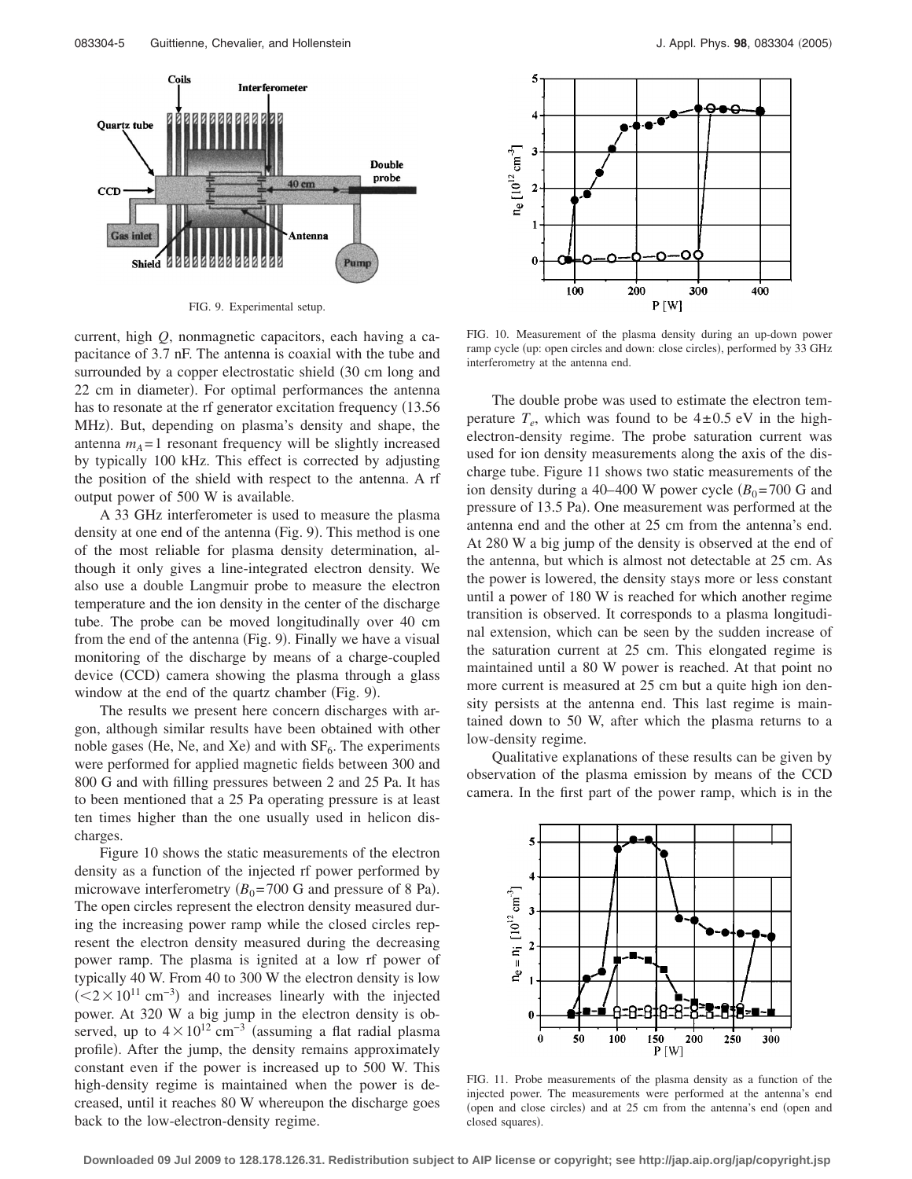FIG. 9. Experimental setup.

current, high *Q*, nonmagnetic capacitors, each having a capacitance of 3.7 nF. The antenna is coaxial with the tube and surrounded by a copper electrostatic shield (30 cm long and 22 cm in diameter). For optimal performances the antenna has to resonate at the rf generator excitation frequency (13.56 MHz). But, depending on plasma's density and shape, the antenna $m_A=1$ resonant frequency will be slightly increased by typically 100 kHz. This effect is corrected by adjusting the position of the shield with respect to the antenna. A rf output power of 500 W is available.

A 33 GHz interferometer is used to measure the plasma density at one end of the antenna (Fig. 9). This method is one of the most reliable for plasma density determination, although it only gives a line-integrated electron density. We also use a double Langmuir probe to measure the electron temperature and the ion density in the center of the discharge tube. The probe can be moved longitudinally over 40 cm from the end of the antenna (Fig. 9). Finally we have a visual monitoring of the discharge by means of a charge-coupled device (CCD) camera showing the plasma through a glass window at the end of the quartz chamber (Fig. 9).

The results we present here concern discharges with argon, although similar results have been obtained with other noble gases (He, Ne, and Xe) and with $SF_6$. The experiments were performed for applied magnetic fields between 300 and 800 G and with filling pressures between 2 and 25 Pa. It has to been mentioned that a 25 Pa operating pressure is at least ten times higher than the one usually used in helicon discharges.

Figure 10 shows the static measurements of the electron density as a function of the injected rf power performed by microwave interferometry ($B_0=700$ G and pressure of 8 Pa). The open circles represent the electron density measured during the increasing power ramp while the closed circles represent the electron density measured during the decreasing power ramp. The plasma is ignited at a low rf power of typically 40 W. From 40 to 300 W the electron density is low ($<2\times10^{11}$ cm$^{-3}$) and increases linearly with the injected power. At 320 W a big jump in the electron density is observed, up to $4\times10^{12}$ cm$^{-3}$ (assuming a flat radial plasma profile). After the jump, the density remains approximately constant even if the power is increased up to 500 W. This high-density regime is maintained when the power is decreased, until it reaches 80 W whereupon the discharge goes back to the low-electron-density regime.

FIG. 10. Measurement of the plasma density during an up-down power ramp cycle (up: open circles and down: close circles), performed by 33 GHz interferometry at the antenna end.

The double probe was used to estimate the electron temperature $T_e$, which was found to be $4\pm0.5$ eV in the high-electron-density regime. The probe saturation current was used for ion density measurements along the axis of the discharge tube. Figure 11 shows two static measurements of the ion density during a 40–400 W power cycle ($B_0=700$ G and pressure of 13.5 Pa). One measurement was performed at the antenna end and the other at 25 cm from the antenna's end. At 280 W a big jump of the density is observed at the end of the antenna, but which is almost not detectable at 25 cm. As the power is lowered, the density stays more or less constant until a power of 180 W is reached for which another regime transition is observed. It corresponds to a plasma longitudinal extension, which can be seen by the sudden increase of the saturation current at 25 cm. This elongated regime is maintained until a 80 W power is reached. At that point no more current is measured at 25 cm but a quite high ion density persists at the antenna end. This last regime is maintained down to 50 W, after which the plasma returns to a low-density regime.

Qualitative explanations of these results can be given by observation of the plasma emission by means of the CCD camera. In the first part of the power ramp, which is in the

FIG. 11. Probe measurements of the plasma density as a function of the injected power. The measurements were performed at the antenna's end (open and close circles) and at 25 cm from the antenna's end (open and closed squares).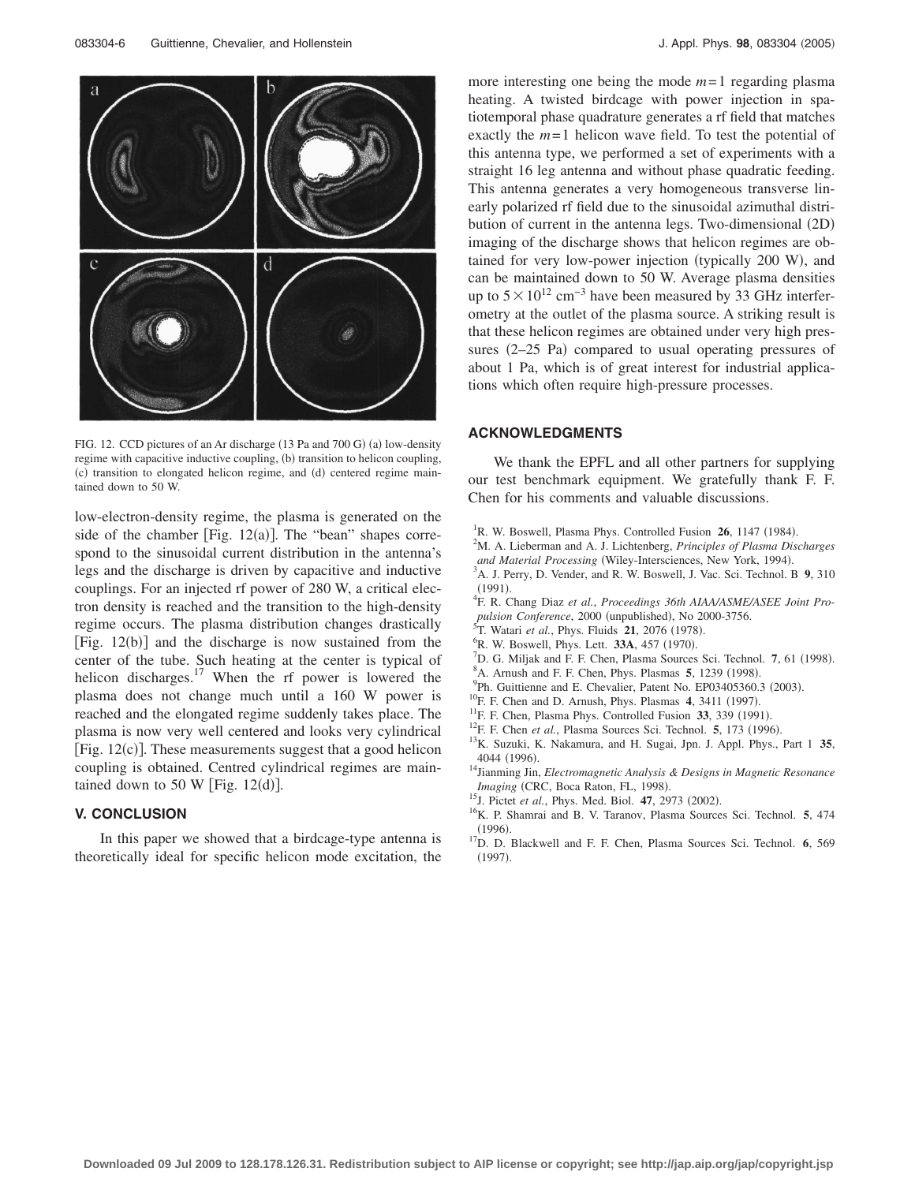FIG. 12. CCD pictures of an Ar discharge (13 Pa and 700 G) (a) low-density regime with capacitive inductive coupling, (b) transition to helicon coupling, (c) transition to elongated helicon regime, and (d) centered regime maintained down to 50 W.

low-electron-density regime, the plasma is generated on the side of the chamber [Fig. 12(a)]. The "bean" shapes correspond to the sinusoidal current distribution in the antenna's legs and the discharge is driven by capacitive and inductive couplings. For an injected rf power of 280 W, a critical electron density is reached and the transition to the high-density regime occurs. The plasma distribution changes drastically [Fig. 12(b)] and the discharge is now sustained from the center of the tube. Such heating at the center is typical of helicon discharges.[17] When the rf power is lowered the plasma does not change much until a 160 W power is reached and the elongated regime suddenly takes place. The plasma is now very well centered and looks very cylindrical [Fig. 12(c)]. These measurements suggest that a good helicon coupling is obtained. Centred cylindrical regimes are maintained down to 50 W [Fig. 12(d)].

## V. CONCLUSION

In this paper we showed that a birdcage-type antenna is theoretically ideal for specific helicon mode excitation, the more interesting one being the mode $m=1$ regarding plasma heating. A twisted birdcage with power injection in spatiotemporal phase quadrature generates a rf field that matches exactly the $m=1$ helicon wave field. To test the potential of this antenna type, we performed a set of experiments with a straight 16 leg antenna and without phase quadratic feeding. This antenna generates a very homogeneous transverse linearly polarized rf field due to the sinusoidal azimuthal distribution of current in the antenna legs. Two-dimensional (2D) imaging of the discharge shows that helicon regimes are obtained for very low-power injection (typically 200 W), and can be maintained down to 50 W. Average plasma densities up to $5\times10^{12}$ cm$^{-3}$ have been measured by 33 GHz interferometry at the outlet of the plasma source. A striking result is that these helicon regimes are obtained under very high pressures (2–25 Pa) compared to usual operating pressures of about 1 Pa, which is of great interest for industrial applications which often require high-pressure processes.

## ACKNOWLEDGMENTS

We thank the EPFL and all other partners for supplying our test benchmark equipment. We gratefully thank F. F. Chen for his comments and valuable discussions.

[1] R. W. Boswell, Plasma Phys. Controlled Fusion **26**, 1147 (1984).
[2] M. A. Lieberman and A. J. Lichtenberg, *Principles of Plasma Discharges and Material Processing* (Wiley-Intersciences, New York, 1994).
[3] A. J. Perry, D. Vender, and R. W. Boswell, J. Vac. Sci. Technol. B **9**, 310 (1991).
[4] F. R. Chang Diaz *et al.*, *Proceedings 36th AIAA/ASME/ASEE Joint Propulsion Conference*, 2000 (unpublished), No 2000-3756.
[5] T. Watari *et al.*, Phys. Fluids **21**, 2076 (1978).
[6] R. W. Boswell, Phys. Lett. **33A**, 457 (1970).
[7] D. G. Miljak and F. F. Chen, Plasma Sources Sci. Technol. **7**, 61 (1998).
[8] A. Arnush and F. F. Chen, Phys. Plasmas **5**, 1239 (1998).
[9] Ph. Guittienne and E. Chevalier, Patent No. EP03405360.3 (2003).
[10] F. F. Chen and D. Arnush, Phys. Plasmas **4**, 3411 (1997).
[11] F. F. Chen, Plasma Phys. Controlled Fusion **33**, 339 (1991).
[12] F. F. Chen *et al.*, Plasma Sources Sci. Technol. **5**, 173 (1996).
[13] K. Suzuki, K. Nakamura, and H. Sugai, Jpn. J. Appl. Phys., Part 1 **35**, 4044 (1996).
[14] Jianming Jin, *Electromagnetic Analysis & Designs in Magnetic Resonance Imaging* (CRC, Boca Raton, FL, 1998).
[15] J. Pictet *et al.*, Phys. Med. Biol. **47**, 2973 (2002).
[16] K. P. Shamrai and B. V. Taranov, Plasma Sources Sci. Technol. **5**, 474 (1996).
[17] D. D. Blackwell and F. F. Chen, Plasma Sources Sci. Technol. **6**, 569 (1997).